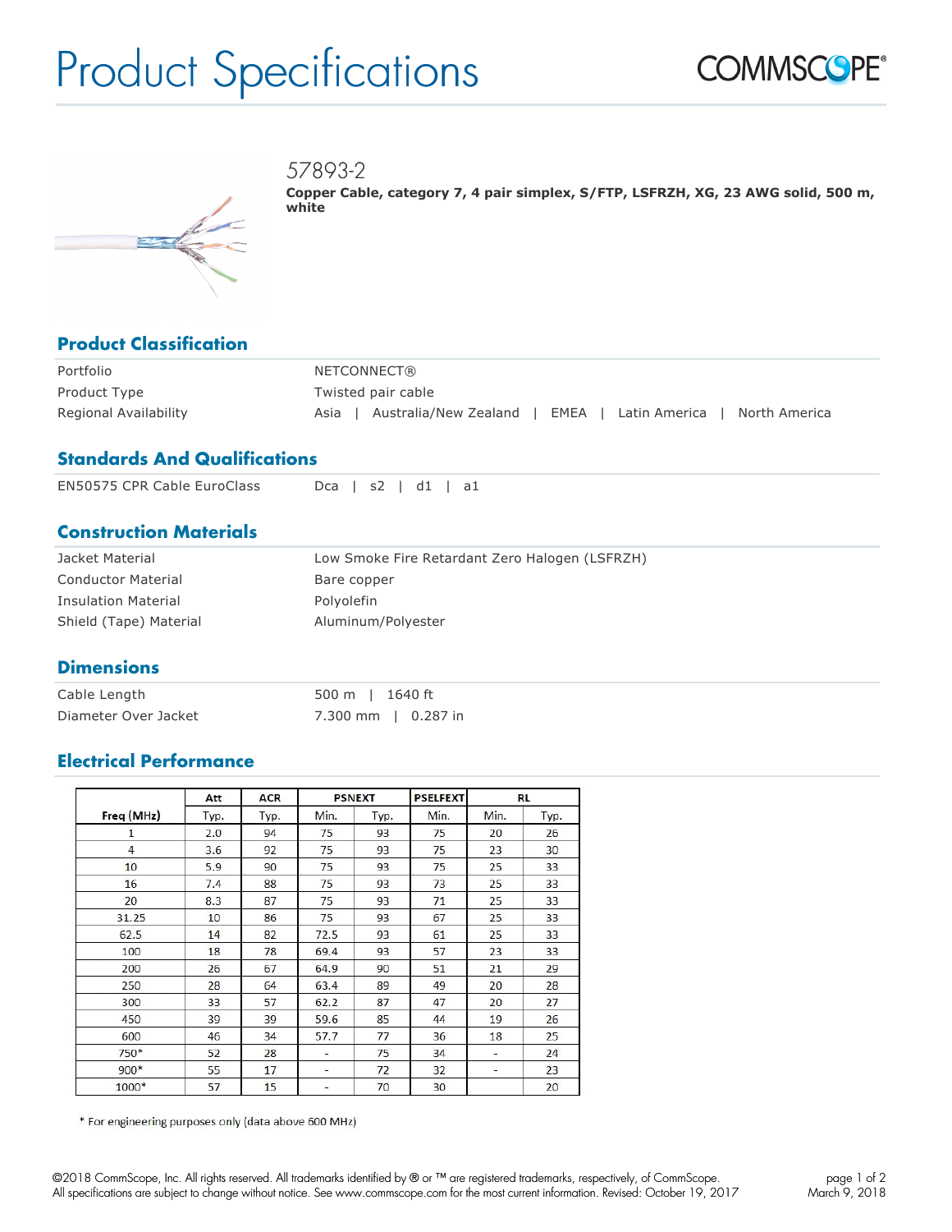# Product Specifications

COMMSCOPE®

57893-2

**Copper Cable, category 7, 4 pair simplex, S/FTP, LSFRZH, XG, 23 AWG solid, 500 m, white**

## Product Classification

| | |
|---|---|
| Portfolio | NETCONNECT® |
| Product Type | Twisted pair cable |
| Regional Availability | Asia \| Australia/New Zealand \| EMEA \| Latin America \| North America |

## Standards And Qualifications

| | |
|---|---|
| EN50575 CPR Cable EuroClass | Dca \| s2 \| d1 \| a1 |

## Construction Materials

| | |
|---|---|
| Jacket Material | Low Smoke Fire Retardant Zero Halogen (LSFRZH) |
| Conductor Material | Bare copper |
| Insulation Material | Polyolefin |
| Shield (Tape) Material | Aluminum/Polyester |

## Dimensions

| | |
|---|---|
| Cable Length | 500 m \| 1640 ft |
| Diameter Over Jacket | 7.300 mm \| 0.287 in |

## Electrical Performance

| | Att | ACR | PSNEXT | | PSELFEXT | RL | |
|---|---|---|---|---|---|---|---|
| Freq (MHz) | Typ. | Typ. | Min. | Typ. | Min. | Min. | Typ. |
| 1 | 2.0 | 94 | 75 | 93 | 75 | 20 | 26 |
| 4 | 3.6 | 92 | 75 | 93 | 75 | 23 | 30 |
| 10 | 5.9 | 90 | 75 | 93 | 75 | 25 | 33 |
| 16 | 7.4 | 88 | 75 | 93 | 73 | 25 | 33 |
| 20 | 8.3 | 87 | 75 | 93 | 71 | 25 | 33 |
| 31.25 | 10 | 86 | 75 | 93 | 67 | 25 | 33 |
| 62.5 | 14 | 82 | 72.5 | 93 | 61 | 25 | 33 |
| 100 | 18 | 78 | 69.4 | 93 | 57 | 23 | 33 |
| 200 | 26 | 67 | 64.9 | 90 | 51 | 21 | 29 |
| 250 | 28 | 64 | 63.4 | 89 | 49 | 20 | 28 |
| 300 | 33 | 57 | 62.2 | 87 | 47 | 20 | 27 |
| 450 | 39 | 39 | 59.6 | 85 | 44 | 19 | 26 |
| 600 | 46 | 34 | 57.7 | 77 | 36 | 18 | 25 |
| 750* | 52 | 28 | - | 75 | 34 | - | 24 |
| 900* | 55 | 17 | - | 72 | 32 | - | 23 |
| 1000* | 57 | 15 | - | 70 | 30 | | 20 |

\* For engineering purposes only (data above 600 MHz)

©2018 CommScope, Inc. All rights reserved. All trademarks identified by ® or ™ are registered trademarks, respectively, of CommScope.
All specifications are subject to change without notice. See www.commscope.com for the most current information. Revised: October 19, 2017

March 9, 2018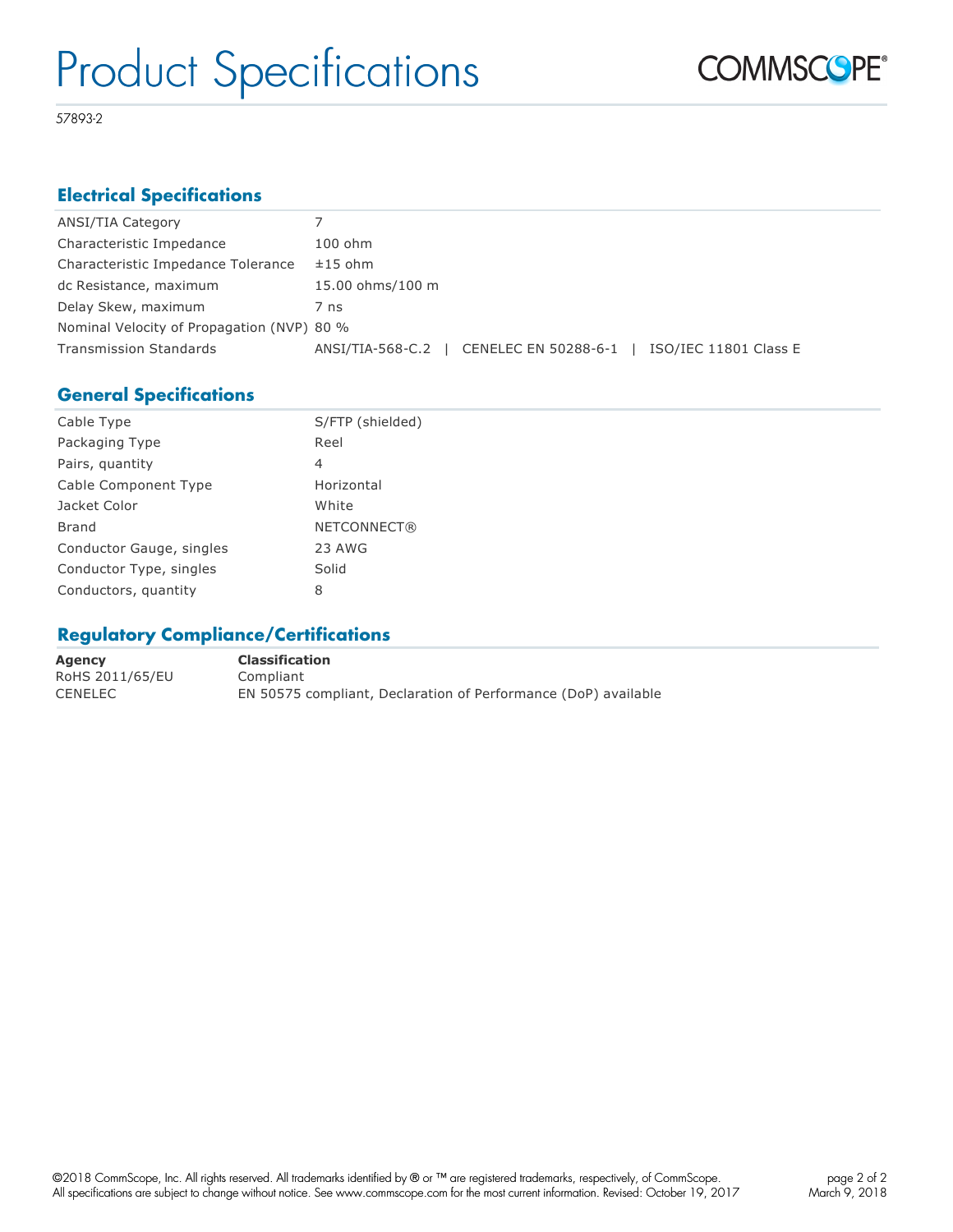# Product Specifications

57893-2

## Electrical Specifications

| | |
|---|---|
| ANSI/TIA Category | 7 |
| Characteristic Impedance | 100 ohm |
| Characteristic Impedance Tolerance | ±15 ohm |
| dc Resistance, maximum | 15.00 ohms/100 m |
| Delay Skew, maximum | 7 ns |
| Nominal Velocity of Propagation (NVP) | 80 % |
| Transmission Standards | ANSI/TIA-568-C.2 \| CENELEC EN 50288-6-1 \| ISO/IEC 11801 Class E |

## General Specifications

| | |
|---|---|
| Cable Type | S/FTP (shielded) |
| Packaging Type | Reel |
| Pairs, quantity | 4 |
| Cable Component Type | Horizontal |
| Jacket Color | White |
| Brand | NETCONNECT® |
| Conductor Gauge, singles | 23 AWG |
| Conductor Type, singles | Solid |
| Conductors, quantity | 8 |

## Regulatory Compliance/Certifications

| **Agency** | **Classification** |
|---|---|
| RoHS 2011/65/EU | Compliant |
| CENELEC | EN 50575 compliant, Declaration of Performance (DoP) available |

©2018 CommScope, Inc. All rights reserved. All trademarks identified by ® or ™ are registered trademarks, respectively, of CommScope.
All specifications are subject to change without notice. See www.commscope.com for the most current information. Revised: October 19, 2017

March 9, 2018